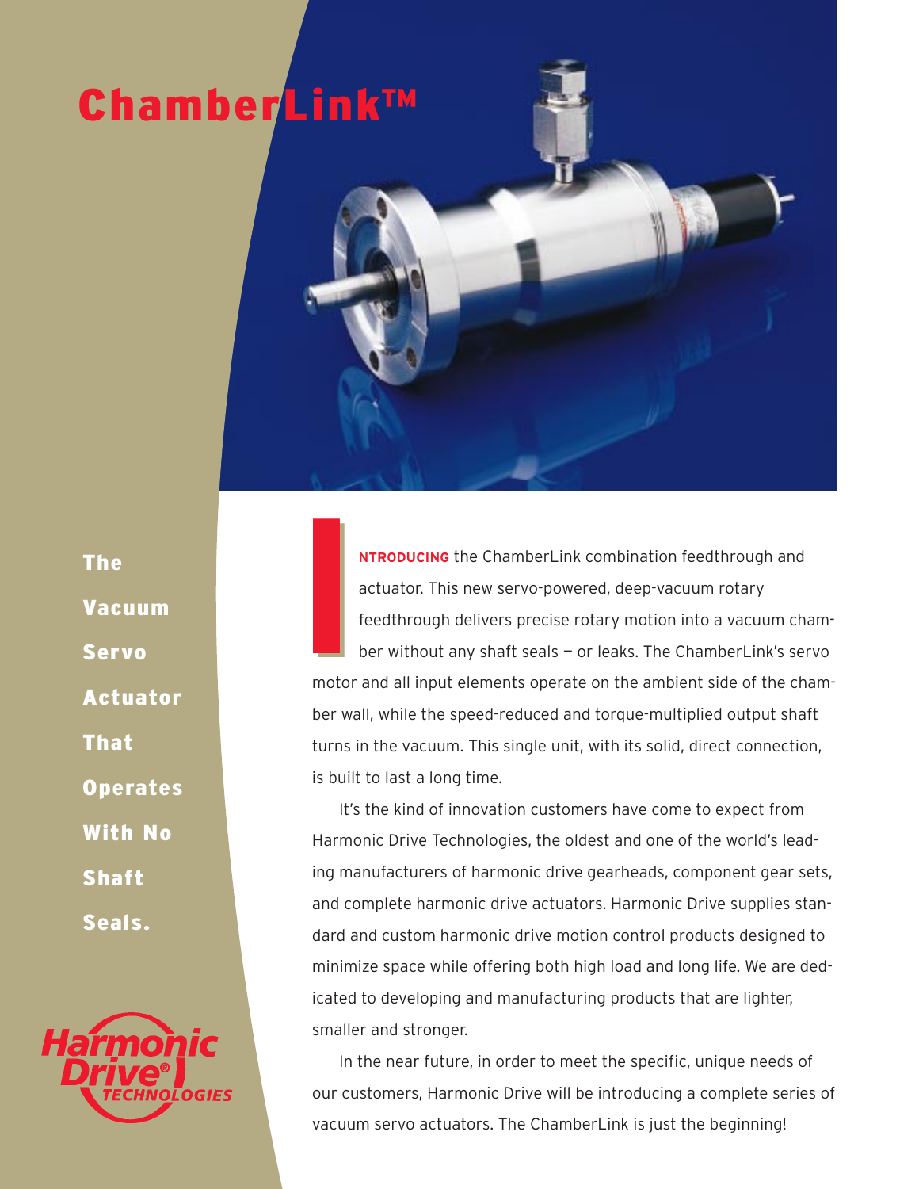# ChamberLink™

## The Vacuum Servo Actuator That Operates With No Shaft Seals.

**INTRODUCING** the ChamberLink combination feedthrough and actuator. This new servo-powered, deep-vacuum rotary feedthrough delivers precise rotary motion into a vacuum chamber without any shaft seals — or leaks. The ChamberLink's servo motor and all input elements operate on the ambient side of the chamber wall, while the speed-reduced and torque-multiplied output shaft turns in the vacuum. This single unit, with its solid, direct connection, is built to last a long time.

It's the kind of innovation customers have come to expect from Harmonic Drive Technologies, the oldest and one of the world's leading manufacturers of harmonic drive gearheads, component gear sets, and complete harmonic drive actuators. Harmonic Drive supplies standard and custom harmonic drive motion control products designed to minimize space while offering both high load and long life. We are dedicated to developing and manufacturing products that are lighter, smaller and stronger.

In the near future, in order to meet the specific, unique needs of our customers, Harmonic Drive will be introducing a complete series of vacuum servo actuators. The ChamberLink is just the beginning!

Harmonic Drive® TECHNOLOGIES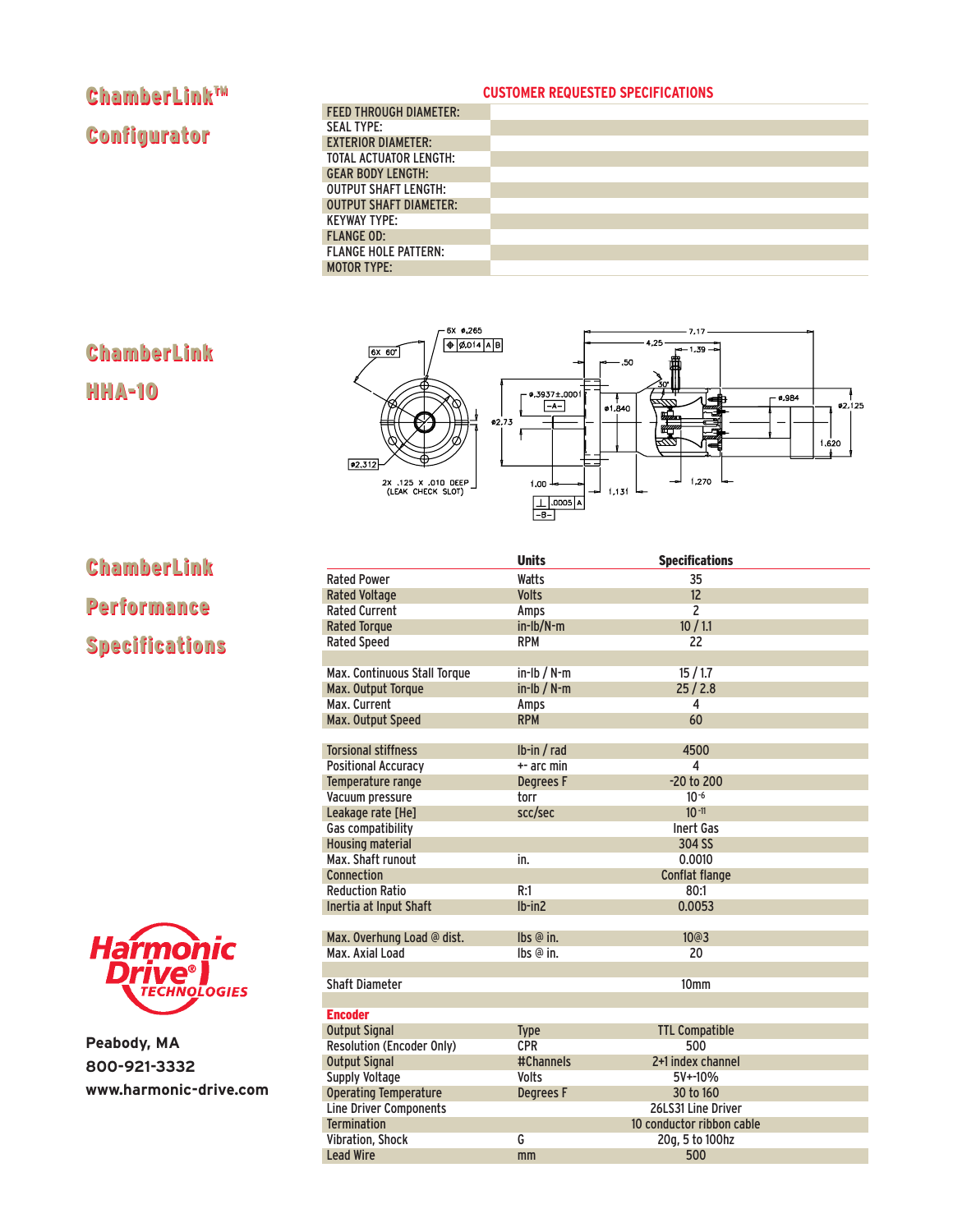# ChamberLink™ Configurator

## CUSTOMER REQUESTED SPECIFICATIONS

| | |
|---|---|
| FEED THROUGH DIAMETER: | |
| SEAL TYPE: | |
| EXTERIOR DIAMETER: | |
| TOTAL ACTUATOR LENGTH: | |
| GEAR BODY LENGTH: | |
| OUTPUT SHAFT LENGTH: | |
| OUTPUT SHAFT DIAMETER: | |
| KEYWAY TYPE: | |
| FLANGE OD: | |
| FLANGE HOLE PATTERN: | |
| MOTOR TYPE: | |

# ChamberLink HHA-10

6X 60°
6X ø.265
ø.014 A B
ø2.312
2X .125 X .010 DEEP (LEAK CHECK SLOT)
7.17
4.25
1.39
.50
30°
ø.3937±.0001
-A-
ø1.840
ø2.73
ø.984
ø2.125
1.620
1.00
1.131
1.270
.0005 A
-B-

# ChamberLink Performance Specifications

| | Units | Specifications |
|---|---|---|
| Rated Power | Watts | 35 |
| Rated Voltage | Volts | 12 |
| Rated Current | Amps | 2 |
| Rated Torque | in-lb/N-m | 10 / 1.1 |
| Rated Speed | RPM | 22 |
| | | |
| Max. Continuous Stall Torque | in-lb / N-m | 15 / 1.7 |
| Max. Output Torque | in-lb / N-m | 25 / 2.8 |
| Max. Current | Amps | 4 |
| Max. Output Speed | RPM | 60 |
| | | |
| Torsional stiffness | lb-in / rad | 4500 |
| Positional Accuracy | +- arc min | 4 |
| Temperature range | Degrees F | -20 to 200 |
| Vacuum pressure | torr | $10^{-6}$ |
| Leakage rate [He] | scc/sec | $10^{-11}$ |
| Gas compatibility | | Inert Gas |
| Housing material | | 304 SS |
| Max. Shaft runout | in. | 0.0010 |
| Connection | | Conflat flange |
| Reduction Ratio | R:1 | 80:1 |
| Inertia at Input Shaft | lb-in2 | 0.0053 |
| | | |
| Max. Overhung Load @ dist. | lbs @ in. | 10@3 |
| Max. Axial Load | lbs @ in. | 20 |
| | | |
| Shaft Diameter | | 10mm |
| | | |
| **Encoder** | | |
| Output Signal | Type | TTL Compatible |
| Resolution (Encoder Only) | CPR | 500 |
| Output Signal | #Channels | 2+1 index channel |
| Supply Voltage | Volts | 5V+-10% |
| Operating Temperature | Degrees F | 30 to 160 |
| Line Driver Components | | 26LS31 Line Driver |
| Termination | | 10 conductor ribbon cable |
| Vibration, Shock | G | 20g, 5 to 100hz |
| Lead Wire | mm | 500 |

Harmonic Drive® TECHNOLOGIES

**Peabody, MA**
**800-921-3332**
**www.harmonic-drive.com**